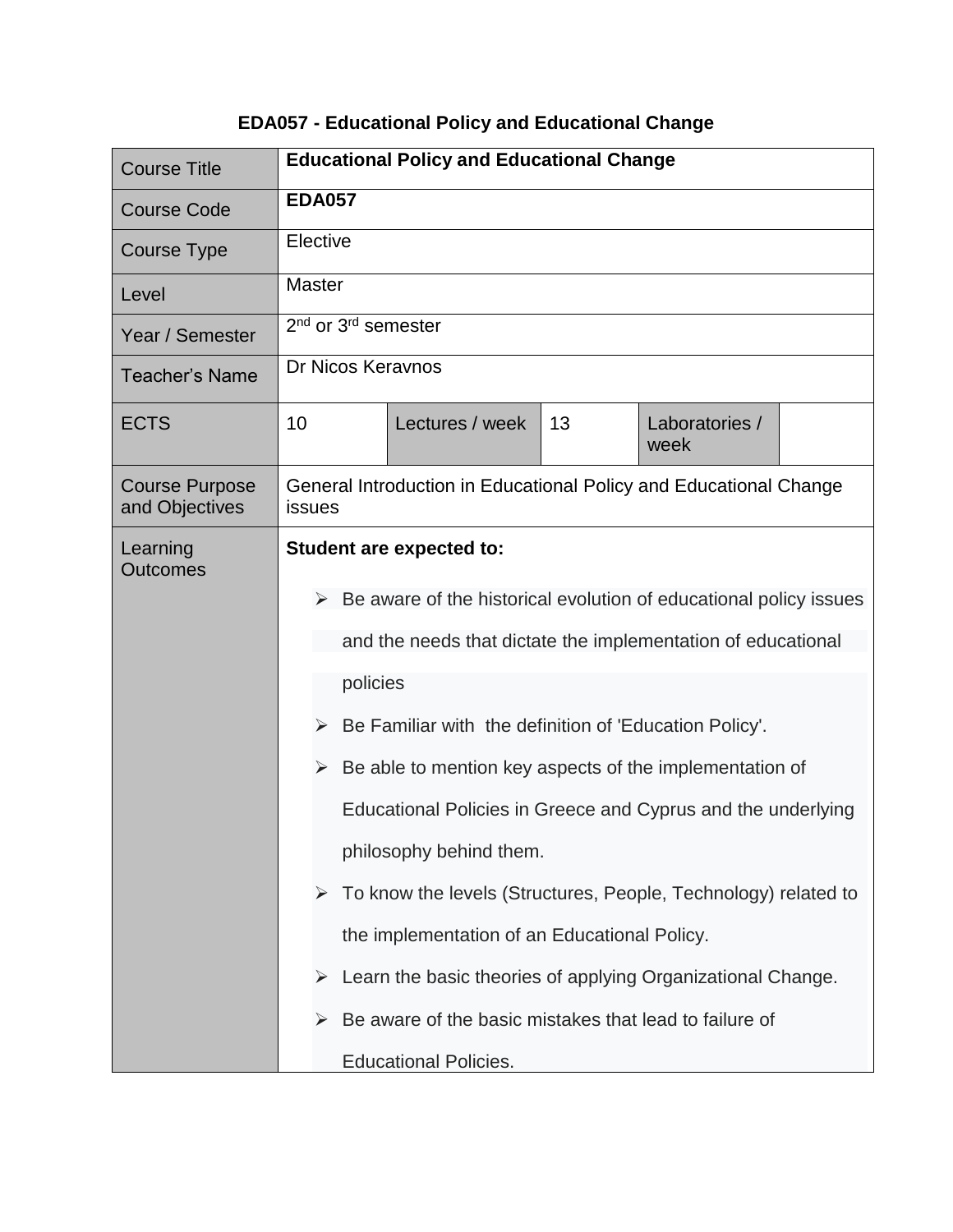# EDA057 - Educational Policy and Educational Change

| Course Title | **Educational Policy and Educational Change** | | | | |
|---|---|---|---|---|---|
| Course Code | **EDA057** | | | | |
| Course Type | Elective | | | | |
| Level | Master | | | | |
| Year / Semester | 2nd or 3rd semester | | | | |
| Teacher's Name | Dr Nicos Keravnos | | | | |
| ECTS | 10 | Lectures / week | 13 | Laboratories / week | |
| Course Purpose and Objectives | General Introduction in Educational Policy and Educational Change issues | | | | |
| Learning Outcomes | **Student are expected to:**<br>➢ Be aware of the historical evolution of educational policy issues and the needs that dictate the implementation of educational policies<br>➢ Be Familiar with the definition of 'Education Policy'.<br>➢ Be able to mention key aspects of the implementation of Educational Policies in Greece and Cyprus and the underlying philosophy behind them.<br>➢ To know the levels (Structures, People, Technology) related to the implementation of an Educational Policy.<br>➢ Learn the basic theories of applying Organizational Change.<br>➢ Be aware of the basic mistakes that lead to failure of Educational Policies. | | | | |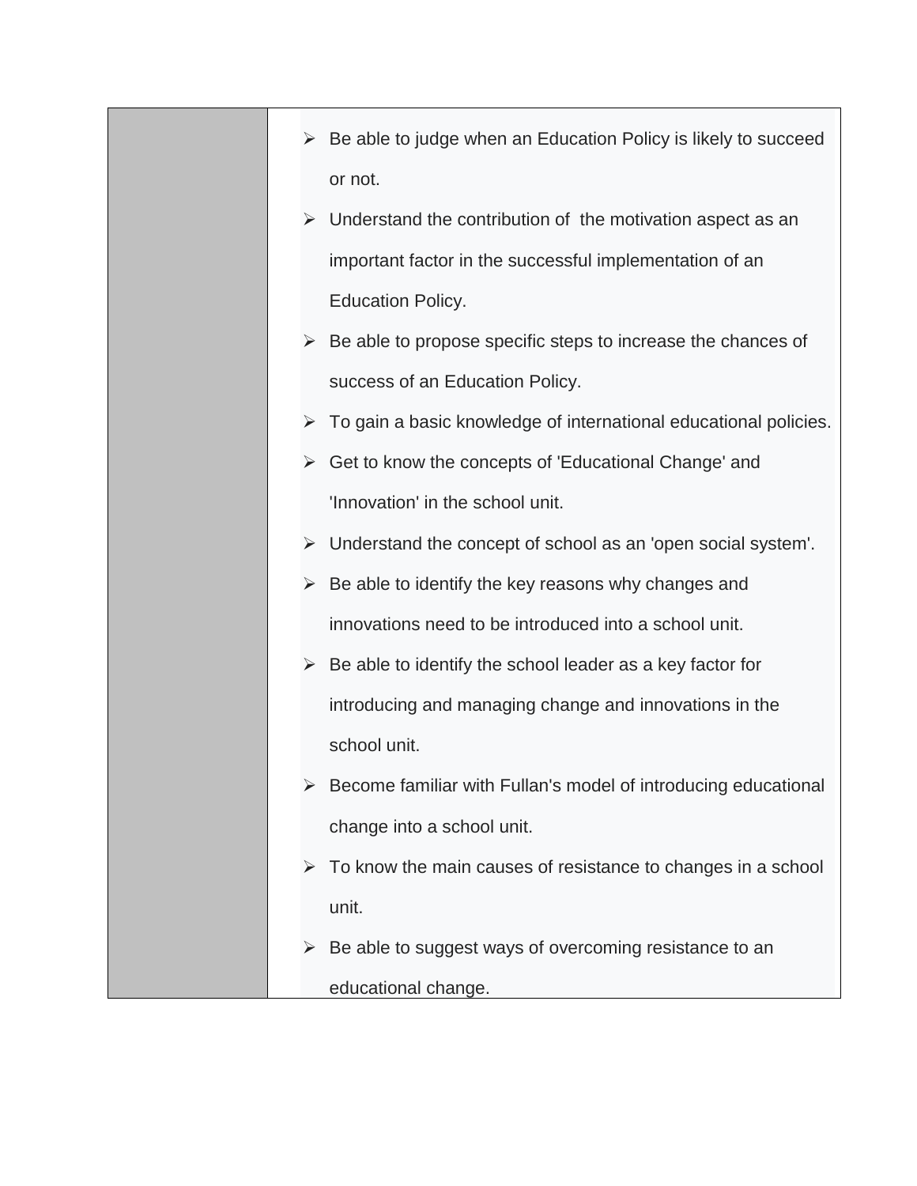| | |
|---|---|
| | ➢ Be able to judge when an Education Policy is likely to succeed or not.<br>➢ Understand the contribution of the motivation aspect as an important factor in the successful implementation of an Education Policy.<br>➢ Be able to propose specific steps to increase the chances of success of an Education Policy.<br>➢ To gain a basic knowledge of international educational policies.<br>➢ Get to know the concepts of 'Educational Change' and 'Innovation' in the school unit.<br>➢ Understand the concept of school as an 'open social system'.<br>➢ Be able to identify the key reasons why changes and innovations need to be introduced into a school unit.<br>➢ Be able to identify the school leader as a key factor for introducing and managing change and innovations in the school unit.<br>➢ Become familiar with Fullan's model of introducing educational change into a school unit.<br>➢ To know the main causes of resistance to changes in a school unit.<br>➢ Be able to suggest ways of overcoming resistance to an educational change. |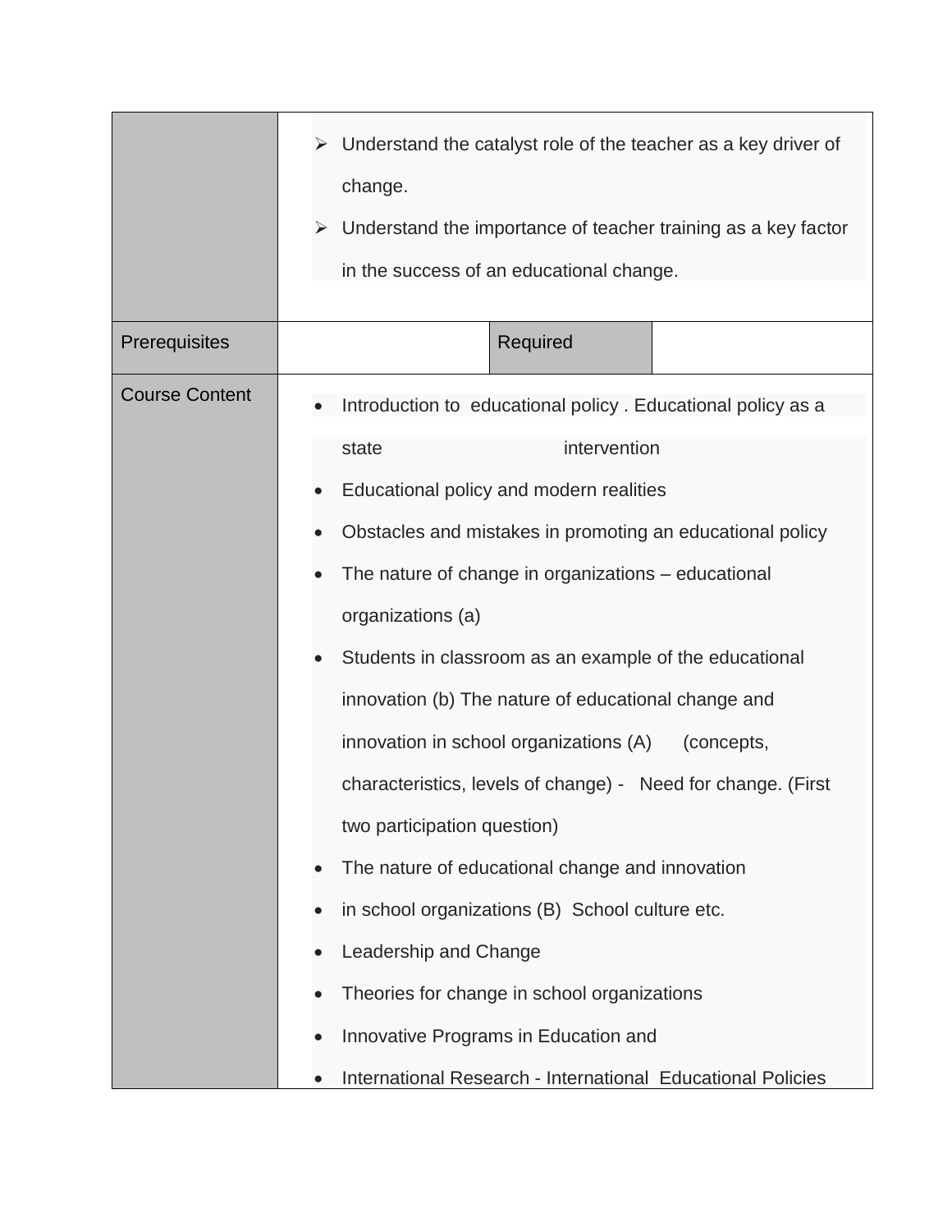| | | | |
|---|---|---|---|
| | ➢ Understand the catalyst role of the teacher as a key driver of change.<br>➢ Understand the importance of teacher training as a key factor in the success of an educational change. | | |
| Prerequisites | | Required | |
| Course Content | • Introduction to educational policy . Educational policy as a state intervention<br>• Educational policy and modern realities<br>• Obstacles and mistakes in promoting an educational policy<br>• The nature of change in organizations – educational organizations (a)<br>• Students in classroom as an example of the educational innovation (b) The nature of educational change and innovation in school organizations (A) (concepts, characteristics, levels of change) - Need for change. (First two participation question)<br>• The nature of educational change and innovation<br>• in school organizations (B) School culture etc.<br>• Leadership and Change<br>• Theories for change in school organizations<br>• Innovative Programs in Education and<br>• International Research - International Educational Policies | | |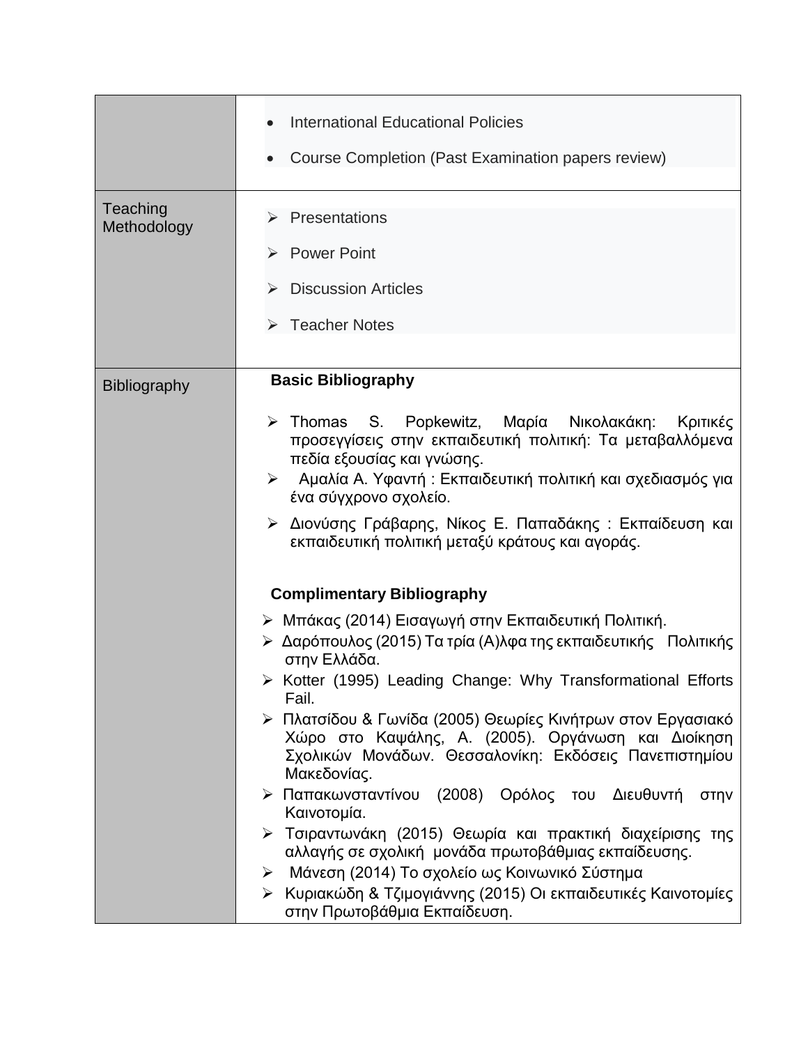| | |
|---|---|
| | • International Educational Policies<br>• Course Completion (Past Examination papers review) |
| Teaching Methodology | ➢ Presentations<br>➢ Power Point<br>➢ Discussion Articles<br>➢ Teacher Notes |
| Bibliography | **Basic Bibliography**<br>➢ Thomas S. Popkewitz, Μαρία Νικολακάκη: Κριτικές προσεγγίσεις στην εκπαιδευτική πολιτική: Τα μεταβαλλόμενα πεδία εξουσίας και γνώσης.<br>➢ Αμαλία Α. Υφαντή : Εκπαιδευτική πολιτική και σχεδιασμός για ένα σύγχρονο σχολείο.<br>➢ Διονύσης Γράβαρης, Νίκος Ε. Παπαδάκης : Εκπαίδευση και εκπαιδευτική πολιτική μεταξύ κράτους και αγοράς.<br><br>**Complimentary Bibliography**<br>➢ Μπάκας (2014) Εισαγωγή στην Εκπαιδευτική Πολιτική.<br>➢ Δαρόπουλος (2015) Τα τρία (Α)λφα της εκπαιδευτικής Πολιτικής στην Ελλάδα.<br>➢ Kotter (1995) Leading Change: Why Transformational Efforts Fail.<br>➢ Πλατσίδου & Γωνίδα (2005) Θεωρίες Κινήτρων στον Εργασιακό Χώρο στο Καψάλης, Α. (2005). Οργάνωση και Διοίκηση Σχολικών Μονάδων. Θεσσαλονίκη: Εκδόσεις Πανεπιστημίου Μακεδονίας.<br>➢ Παπακωνσταντίνου (2008) Ορόλος του Διευθυντή στην Καινοτομία.<br>➢ Τσιραντωνάκη (2015) Θεωρία και πρακτική διαχείρισης της αλλαγής σε σχολική μονάδα πρωτοβάθμιας εκπαίδευσης.<br>➢ Μάνεση (2014) Το σχολείο ως Κοινωνικό Σύστημα<br>➢ Κυριακώδη & Τζιμογιάννης (2015) Οι εκπαιδευτικές Καινοτομίες στην Πρωτοβάθμια Εκπαίδευση. |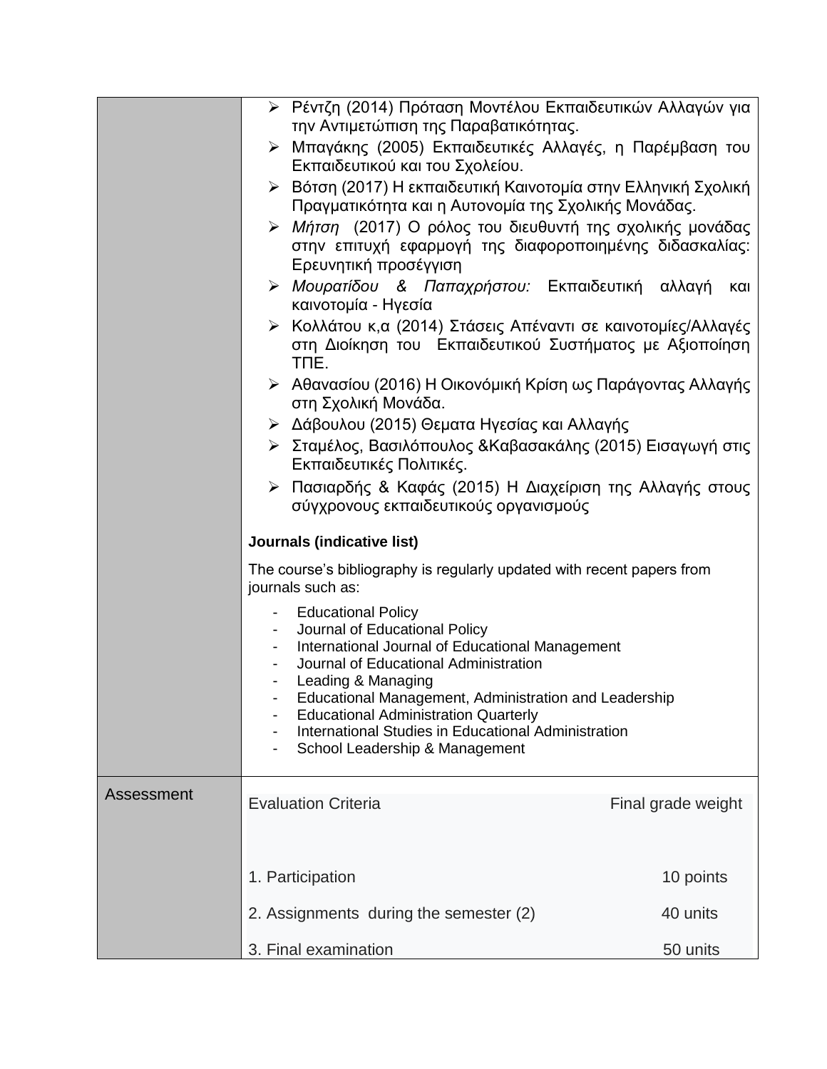| | |
|---|---|
| | ➢ Ρέντζη (2014) Πρόταση Μοντέλου Εκπαιδευτικών Αλλαγών για την Αντιμετώπιση της Παραβατικότητας.<br>➢ Μπαγάκης (2005) Εκπαιδευτικές Αλλαγές, η Παρέμβαση του Εκπαιδευτικού και του Σχολείου.<br>➢ Βότση (2017) Η εκπαιδευτική Καινοτομία στην Ελληνική Σχολική Πραγματικότητα και η Αυτονομία της Σχολικής Μονάδας.<br>➢ *Μήτση* (2017) Ο ρόλος του διευθυντή της σχολικής μονάδας στην επιτυχή εφαρμογή της διαφοροποιημένης διδασκαλίας: Ερευνητική προσέγγιση<br>➢ *Μουρατίδου & Παπαχρήστου:* Εκπαιδευτική αλλαγή και καινοτομία - Ηγεσία<br>➢ Κολλάτου κ,α (2014) Στάσεις Απέναντι σε καινοτομίες/Αλλαγές στη Διοίκηση του Εκπαιδευτικού Συστήματος με Αξιοποίηση ΤΠΕ.<br>➢ Αθανασίου (2016) Η Οικονόμική Κρίση ως Παράγοντας Αλλαγής στη Σχολική Μονάδα.<br>➢ Δάβουλου (2015) Θεματα Ηγεσίας και Αλλαγής<br>➢ Σταμέλος, Βασιλόπουλος &Καβασακάλης (2015) Εισαγωγή στις Εκπαιδευτικές Πολιτικές.<br>➢ Πασιαρδής & Καφάς (2015) Η Διαχείριση της Αλλαγής στους σύγχρονους εκπαιδευτικούς οργανισμούς<br><br>**Journals (indicative list)**<br><br>The course's bibliography is regularly updated with recent papers from journals such as:<br><br>- Educational Policy<br>- Journal of Educational Policy<br>- International Journal of Educational Management<br>- Journal of Educational Administration<br>- Leading & Managing<br>- Educational Management, Administration and Leadership<br>- Educational Administration Quarterly<br>- International Studies in Educational Administration<br>- School Leadership & Management |
| Assessment | Evaluation Criteria — Final grade weight<br><br>1. Participation — 10 points<br>2. Assignments during the semester (2) — 40 units<br>3. Final examination — 50 units |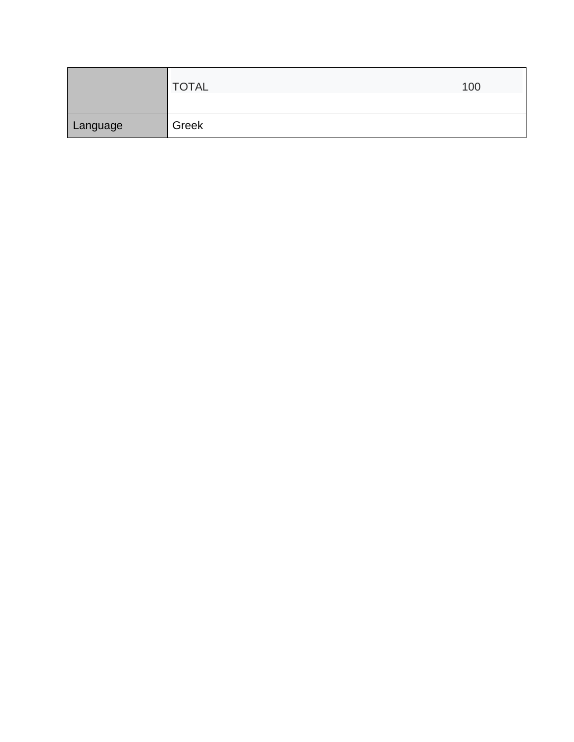| | |
|---|---|
| | TOTAL 100 |
| Language | Greek |